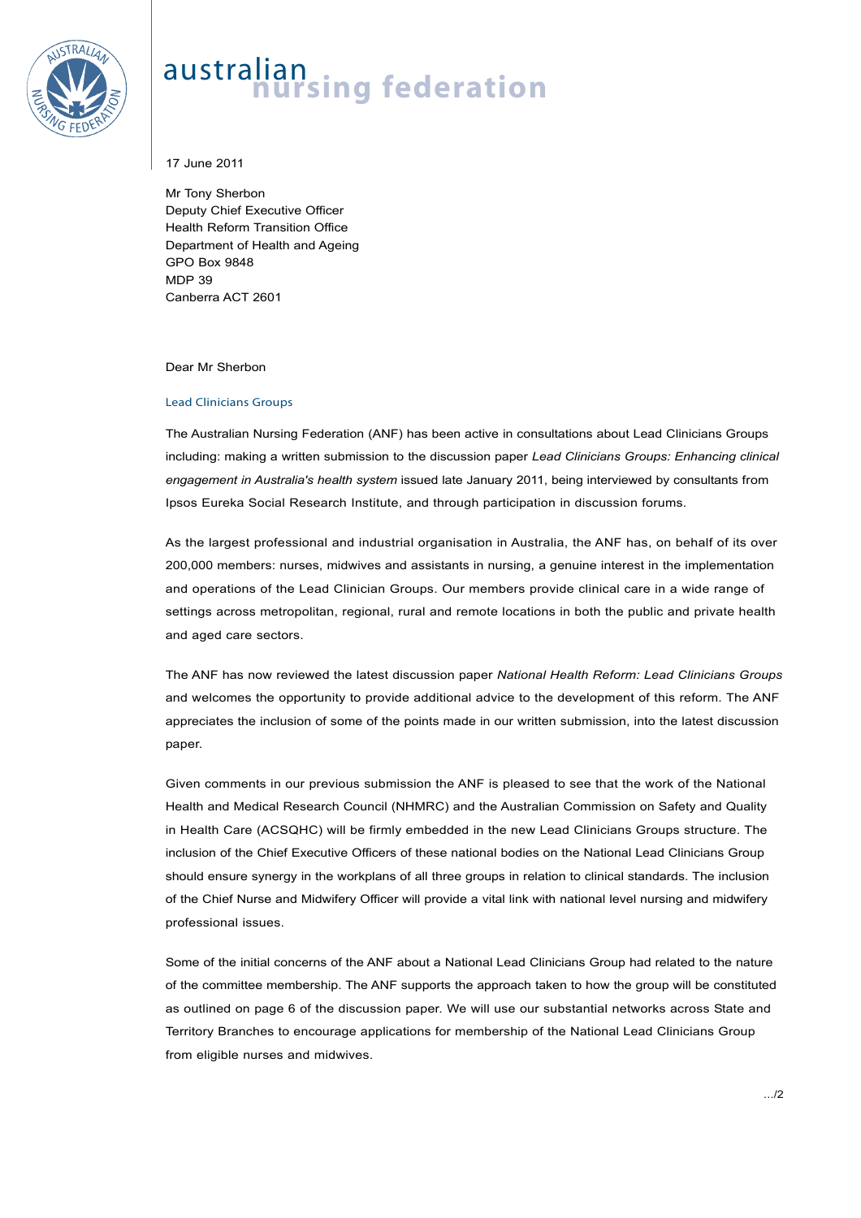# australian nursing federation

17 June 2011

Mr Tony Sherbon
Deputy Chief Executive Officer
Health Reform Transition Office
Department of Health and Ageing
GPO Box 9848
MDP 39
Canberra ACT 2601

Dear Mr Sherbon

## Lead Clinicians Groups

The Australian Nursing Federation (ANF) has been active in consultations about Lead Clinicians Groups including: making a written submission to the discussion paper *Lead Clinicians Groups: Enhancing clinical engagement in Australia's health system* issued late January 2011, being interviewed by consultants from Ipsos Eureka Social Research Institute, and through participation in discussion forums.

As the largest professional and industrial organisation in Australia, the ANF has, on behalf of its over 200,000 members: nurses, midwives and assistants in nursing, a genuine interest in the implementation and operations of the Lead Clinician Groups. Our members provide clinical care in a wide range of settings across metropolitan, regional, rural and remote locations in both the public and private health and aged care sectors.

The ANF has now reviewed the latest discussion paper *National Health Reform: Lead Clinicians Groups* and welcomes the opportunity to provide additional advice to the development of this reform. The ANF appreciates the inclusion of some of the points made in our written submission, into the latest discussion paper.

Given comments in our previous submission the ANF is pleased to see that the work of the National Health and Medical Research Council (NHMRC) and the Australian Commission on Safety and Quality in Health Care (ACSQHC) will be firmly embedded in the new Lead Clinicians Groups structure. The inclusion of the Chief Executive Officers of these national bodies on the National Lead Clinicians Group should ensure synergy in the workplans of all three groups in relation to clinical standards. The inclusion of the Chief Nurse and Midwifery Officer will provide a vital link with national level nursing and midwifery professional issues.

Some of the initial concerns of the ANF about a National Lead Clinicians Group had related to the nature of the committee membership. The ANF supports the approach taken to how the group will be constituted as outlined on page 6 of the discussion paper. We will use our substantial networks across State and Territory Branches to encourage applications for membership of the National Lead Clinicians Group from eligible nurses and midwives.

.../2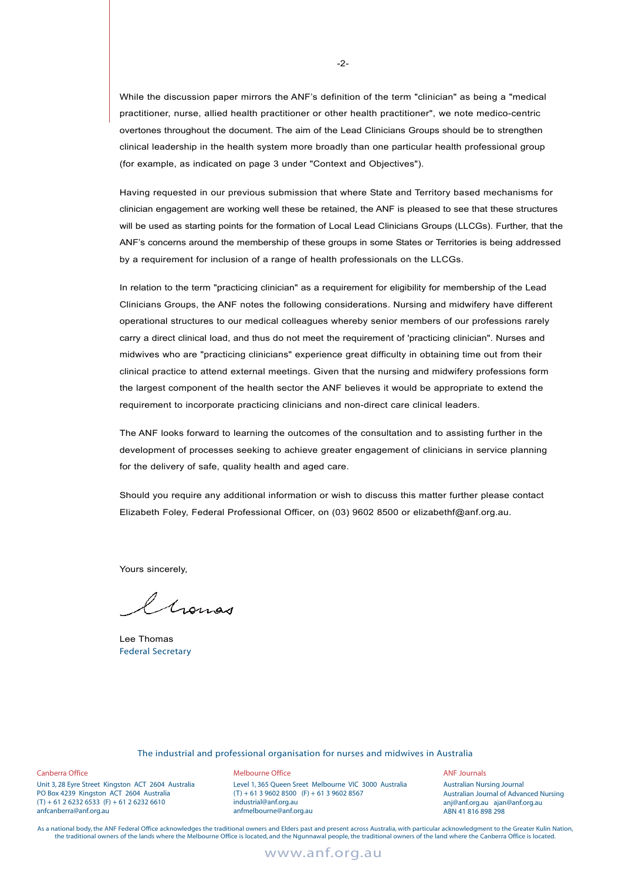While the discussion paper mirrors the ANF's definition of the term "clinician" as being a "medical practitioner, nurse, allied health practitioner or other health practitioner", we note medico-centric overtones throughout the document. The aim of the Lead Clinicians Groups should be to strengthen clinical leadership in the health system more broadly than one particular health professional group (for example, as indicated on page 3 under "Context and Objectives").

Having requested in our previous submission that where State and Territory based mechanisms for clinician engagement are working well these be retained, the ANF is pleased to see that these structures will be used as starting points for the formation of Local Lead Clinicians Groups (LLCGs). Further, that the ANF's concerns around the membership of these groups in some States or Territories is being addressed by a requirement for inclusion of a range of health professionals on the LLCGs.

In relation to the term "practicing clinician" as a requirement for eligibility for membership of the Lead Clinicians Groups, the ANF notes the following considerations. Nursing and midwifery have different operational structures to our medical colleagues whereby senior members of our professions rarely carry a direct clinical load, and thus do not meet the requirement of 'practicing clinician". Nurses and midwives who are "practicing clinicians" experience great difficulty in obtaining time out from their clinical practice to attend external meetings. Given that the nursing and midwifery professions form the largest component of the health sector the ANF believes it would be appropriate to extend the requirement to incorporate practicing clinicians and non-direct care clinical leaders.

The ANF looks forward to learning the outcomes of the consultation and to assisting further in the development of processes seeking to achieve greater engagement of clinicians in service planning for the delivery of safe, quality health and aged care.

Should you require any additional information or wish to discuss this matter further please contact Elizabeth Foley, Federal Professional Officer, on (03) 9602 8500 or elizabethf@anf.org.au.

Yours sincerely,

Lee Thomas
Federal Secretary

The industrial and professional organisation for nurses and midwives in Australia

Canberra Office
Unit 3, 28 Eyre Street Kingston ACT 2604 Australia
PO Box 4239 Kingston ACT 2604 Australia
(T) + 61 2 6232 6533 (F) + 61 2 6232 6610
anfcanberra@anf.org.au

Melbourne Office
Level 1, 365 Queen Sreet Melbourne VIC 3000 Australia
(T) + 61 3 9602 8500 (F) + 61 3 9602 8567
industrial@anf.org.au
anfmelbourne@anf.org.au

ANF Journals
Australian Nursing Journal
Australian Journal of Advanced Nursing
anj@anf.org.au ajan@anf.org.au
ABN 41 816 898 298

As a national body, the ANF Federal Office acknowledges the traditional owners and Elders past and present across Australia, with particular acknowledgment to the Greater Kulin Nation, the traditional owners of the lands where the Melbourne Office is located, and the Ngunnawal people, the traditional owners of the land where the Canberra Office is located.

www.anf.org.au